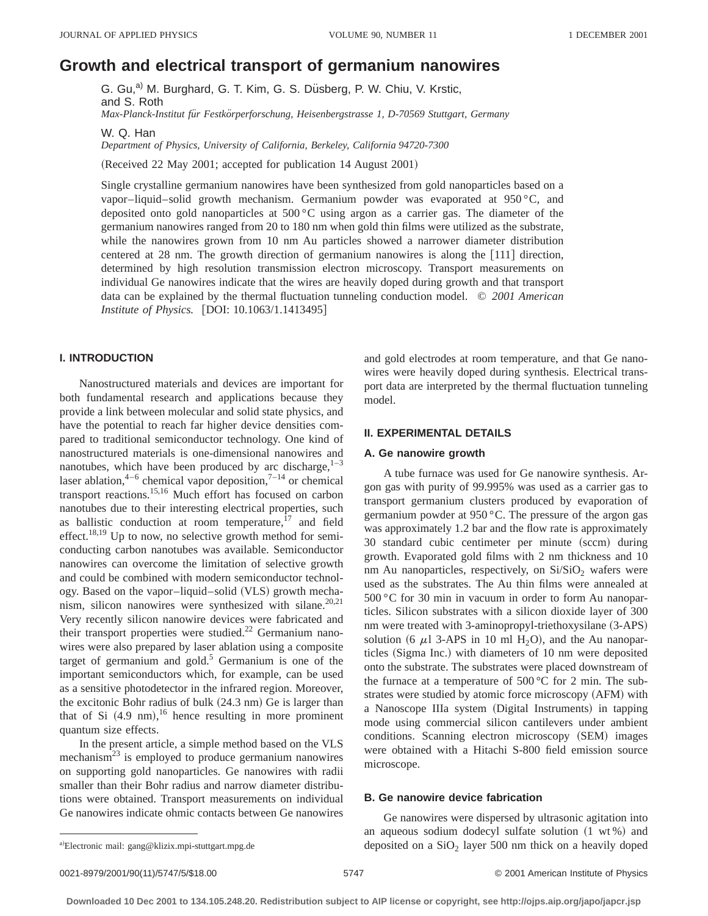# Growth and electrical transport of germanium nanowires

G. Gu,[a)] M. Burghard, G. T. Kim, G. S. Düsberg, P. W. Chiu, V. Krstic, and S. Roth

*Max-Planck-Institut für Festkörperforschung, Heisenbergstrasse 1, D-70569 Stuttgart, Germany*

W. Q. Han

*Department of Physics, University of California, Berkeley, California 94720-7300*

(Received 22 May 2001; accepted for publication 14 August 2001)

Single crystalline germanium nanowires have been synthesized from gold nanoparticles based on a vapor–liquid–solid growth mechanism. Germanium powder was evaporated at 950 °C, and deposited onto gold nanoparticles at 500 °C using argon as a carrier gas. The diameter of the germanium nanowires ranged from 20 to 180 nm when gold thin films were utilized as the substrate, while the nanowires grown from 10 nm Au particles showed a narrower diameter distribution centered at 28 nm. The growth direction of germanium nanowires is along the [111] direction, determined by high resolution transmission electron microscopy. Transport measurements on individual Ge nanowires indicate that the wires are heavily doped during growth and that transport data can be explained by the thermal fluctuation tunneling conduction model. © *2001 American Institute of Physics.* [DOI: 10.1063/1.1413495]

## I. INTRODUCTION

Nanostructured materials and devices are important for both fundamental research and applications because they provide a link between molecular and solid state physics, and have the potential to reach far higher device densities compared to traditional semiconductor technology. One kind of nanostructured materials is one-dimensional nanowires and nanotubes, which have been produced by arc discharge,[1–3] laser ablation,[4–6] chemical vapor deposition,[7–14] or chemical transport reactions.[15,16] Much effort has focused on carbon nanotubes due to their interesting electrical properties, such as ballistic conduction at room temperature,[17] and field effect.[18,19] Up to now, no selective growth method for semiconducting carbon nanotubes was available. Semiconductor nanowires can overcome the limitation of selective growth and could be combined with modern semiconductor technology. Based on the vapor–liquid–solid (VLS) growth mechanism, silicon nanowires were synthesized with silane.[20,21] Very recently silicon nanowire devices were fabricated and their transport properties were studied.[22] Germanium nanowires were also prepared by laser ablation using a composite target of germanium and gold.[5] Germanium is one of the important semiconductors which, for example, can be used as a sensitive photodetector in the infrared region. Moreover, the excitonic Bohr radius of bulk (24.3 nm) Ge is larger than that of Si (4.9 nm),[16] hence resulting in more prominent quantum size effects.

In the present article, a simple method based on the VLS mechanism[23] is employed to produce germanium nanowires on supporting gold nanoparticles. Ge nanowires with radii smaller than their Bohr radius and narrow diameter distributions were obtained. Transport measurements on individual Ge nanowires indicate ohmic contacts between Ge nanowires and gold electrodes at room temperature, and that Ge nanowires were heavily doped during synthesis. Electrical transport data are interpreted by the thermal fluctuation tunneling model.

## II. EXPERIMENTAL DETAILS

### A. Ge nanowire growth

A tube furnace was used for Ge nanowire synthesis. Argon gas with purity of 99.995% was used as a carrier gas to transport germanium clusters produced by evaporation of germanium powder at 950 °C. The pressure of the argon gas was approximately 1.2 bar and the flow rate is approximately 30 standard cubic centimeter per minute (sccm) during growth. Evaporated gold films with 2 nm thickness and 10 nm Au nanoparticles, respectively, on $Si/SiO_2$ wafers were used as the substrates. The Au thin films were annealed at 500 °C for 30 min in vacuum in order to form Au nanoparticles. Silicon substrates with a silicon dioxide layer of 300 nm were treated with 3-aminopropyl-triethoxysilane (3-APS) solution (6 $\mu$l 3-APS in 10 ml $H_2O$), and the Au nanoparticles (Sigma Inc.) with diameters of 10 nm were deposited onto the substrate. The substrates were placed downstream of the furnace at a temperature of 500 °C for 2 min. The substrates were studied by atomic force microscopy (AFM) with a Nanoscope IIIa system (Digital Instruments) in tapping mode using commercial silicon cantilevers under ambient conditions. Scanning electron microscopy (SEM) images were obtained with a Hitachi S-800 field emission source microscope.

### B. Ge nanowire device fabrication

Ge nanowires were dispersed by ultrasonic agitation into an aqueous sodium dodecyl sulfate solution (1 wt %) and deposited on a $SiO_2$ layer 500 nm thick on a heavily doped

[a)]Electronic mail: gang@klizix.mpi-stuttgart.mpg.de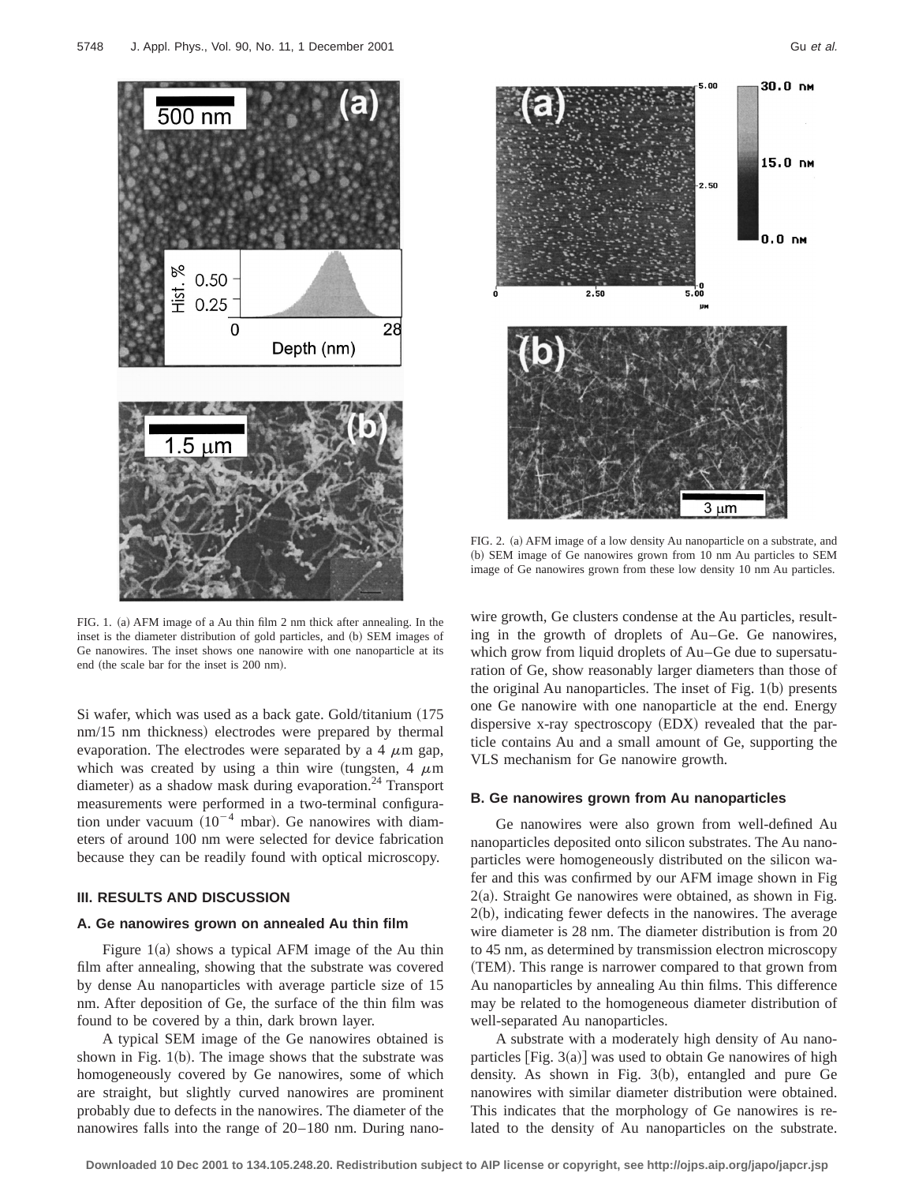FIG. 1. (a) AFM image of a Au thin film 2 nm thick after annealing. In the inset is the diameter distribution of gold particles, and (b) SEM images of Ge nanowires. The inset shows one nanowire with one nanoparticle at its end (the scale bar for the inset is 200 nm).

FIG. 2. (a) AFM image of a low density Au nanoparticle on a substrate, and (b) SEM image of Ge nanowires grown from 10 nm Au particles to SEM image of Ge nanowires grown from these low density 10 nm Au particles.

Si wafer, which was used as a back gate. Gold/titanium (175 nm/15 nm thickness) electrodes were prepared by thermal evaporation. The electrodes were separated by a 4 $\mu$m gap, which was created by using a thin wire (tungsten, 4 $\mu$m diameter) as a shadow mask during evaporation.[24] Transport measurements were performed in a two-terminal configuration under vacuum ($10^{-4}$ mbar). Ge nanowires with diameters of around 100 nm were selected for device fabrication because they can be readily found with optical microscopy.

## III. RESULTS AND DISCUSSION

### A. Ge nanowires grown on annealed Au thin film

Figure 1(a) shows a typical AFM image of the Au thin film after annealing, showing that the substrate was covered by dense Au nanoparticles with average particle size of 15 nm. After deposition of Ge, the surface of the thin film was found to be covered by a thin, dark brown layer.

A typical SEM image of the Ge nanowires obtained is shown in Fig. 1(b). The image shows that the substrate was homogeneously covered by Ge nanowires, some of which are straight, but slightly curved nanowires are prominent probably due to defects in the nanowires. The diameter of the nanowires falls into the range of 20–180 nm. During nanowire growth, Ge clusters condense at the Au particles, resulting in the growth of droplets of Au–Ge. Ge nanowires, which grow from liquid droplets of Au–Ge due to supersaturation of Ge, show reasonably larger diameters than those of the original Au nanoparticles. The inset of Fig. 1(b) presents one Ge nanowire with one nanoparticle at the end. Energy dispersive x-ray spectroscopy (EDX) revealed that the particle contains Au and a small amount of Ge, supporting the VLS mechanism for Ge nanowire growth.

### B. Ge nanowires grown from Au nanoparticles

Ge nanowires were also grown from well-defined Au nanoparticles deposited onto silicon substrates. The Au nanoparticles were homogeneously distributed on the silicon wafer and this was confirmed by our AFM image shown in Fig 2(a). Straight Ge nanowires were obtained, as shown in Fig. 2(b), indicating fewer defects in the nanowires. The average wire diameter is 28 nm. The diameter distribution is from 20 to 45 nm, as determined by transmission electron microscopy (TEM). This range is narrower compared to that grown from Au nanoparticles by annealing Au thin films. This difference may be related to the homogeneous diameter distribution of well-separated Au nanoparticles.

A substrate with a moderately high density of Au nanoparticles [Fig. 3(a)] was used to obtain Ge nanowires of high density. As shown in Fig. 3(b), entangled and pure Ge nanowires with similar diameter distribution were obtained. This indicates that the morphology of Ge nanowires is related to the density of Au nanoparticles on the substrate.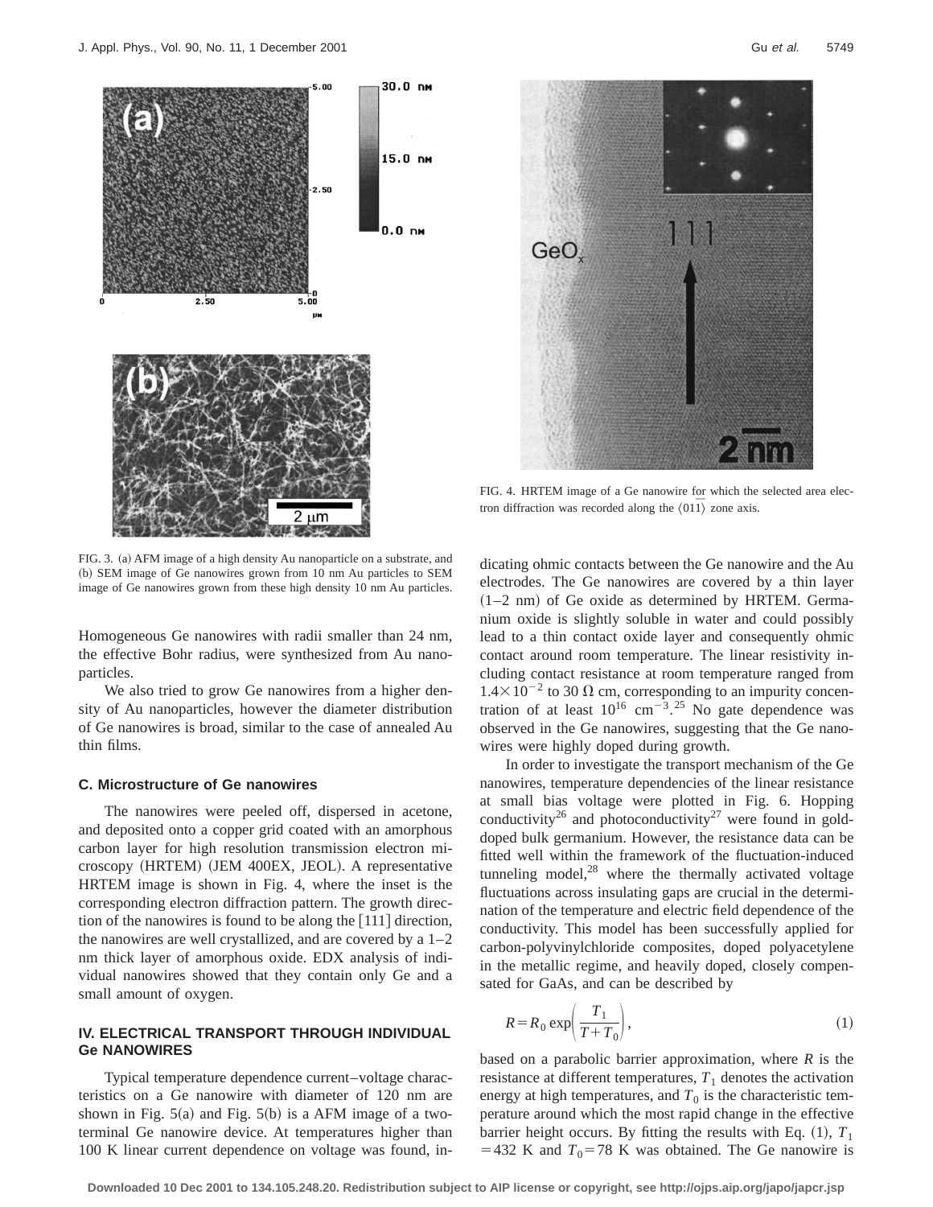FIG. 3. (a) AFM image of a high density Au nanoparticle on a substrate, and (b) SEM image of Ge nanowires grown from 10 nm Au particles to SEM image of Ge nanowires grown from these high density 10 nm Au particles.

Homogeneous Ge nanowires with radii smaller than 24 nm, the effective Bohr radius, were synthesized from Au nanoparticles.

We also tried to grow Ge nanowires from a higher density of Au nanoparticles, however the diameter distribution of Ge nanowires is broad, similar to the case of annealed Au thin films.

### C. Microstructure of Ge nanowires

The nanowires were peeled off, dispersed in acetone, and deposited onto a copper grid coated with an amorphous carbon layer for high resolution transmission electron microscopy (HRTEM) (JEM 400EX, JEOL). A representative HRTEM image is shown in Fig. 4, where the inset is the corresponding electron diffraction pattern. The growth direction of the nanowires is found to be along the [111] direction, the nanowires are well crystallized, and are covered by a 1–2 nm thick layer of amorphous oxide. EDX analysis of individual nanowires showed that they contain only Ge and a small amount of oxygen.

## IV. ELECTRICAL TRANSPORT THROUGH INDIVIDUAL Ge NANOWIRES

Typical temperature dependence current–voltage characteristics on a Ge nanowire with diameter of 120 nm are shown in Fig. 5(a) and Fig. 5(b) is a AFM image of a two-terminal Ge nanowire device. At temperatures higher than 100 K linear current dependence on voltage was found, indicating ohmic contacts between the Ge nanowire and the Au electrodes. The Ge nanowires are covered by a thin layer (1–2 nm) of Ge oxide as determined by HRTEM. Germanium oxide is slightly soluble in water and could possibly lead to a thin contact oxide layer and consequently ohmic contact around room temperature. The linear resistivity including contact resistance at room temperature ranged from $1.4\times10^{-2}$ to 30 $\Omega$ cm, corresponding to an impurity concentration of at least $10^{16}$ $\mathrm{cm}^{-3}$.[25] No gate dependence was observed in the Ge nanowires, suggesting that the Ge nanowires were highly doped during growth.

FIG. 4. HRTEM image of a Ge nanowire for which the selected area electron diffraction was recorded along the $\langle 01\bar{1}\rangle$ zone axis.

In order to investigate the transport mechanism of the Ge nanowires, temperature dependencies of the linear resistance at small bias voltage were plotted in Fig. 6. Hopping conductivity[26] and photoconductivity[27] were found in gold-doped bulk germanium. However, the resistance data can be fitted well within the framework of the fluctuation-induced tunneling model,[28] where the thermally activated voltage fluctuations across insulating gaps are crucial in the determination of the temperature and electric field dependence of the conductivity. This model has been successfully applied for carbon-polyvinylchloride composites, doped polyacetylene in the metallic regime, and heavily doped, closely compensated for GaAs, and can be described by

$$R = R_0 \exp\left(\frac{T_1}{T+T_0}\right), \tag{1}$$

based on a parabolic barrier approximation, where $R$ is the resistance at different temperatures, $T_1$ denotes the activation energy at high temperatures, and $T_0$ is the characteristic temperature around which the most rapid change in the effective barrier height occurs. By fitting the results with Eq. (1), $T_1 = 432$ K and $T_0 = 78$ K was obtained. The Ge nanowire is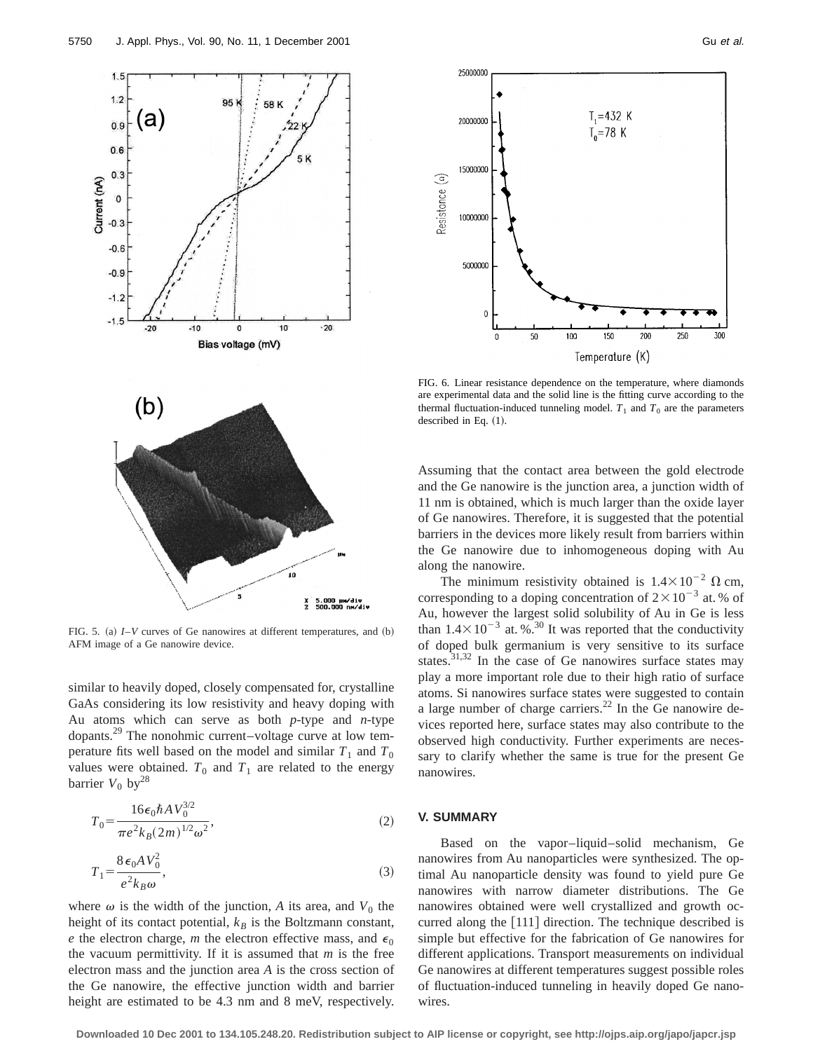FIG. 5. (a) $I$–$V$ curves of Ge nanowires at different temperatures, and (b) AFM image of a Ge nanowire device.

similar to heavily doped, closely compensated for, crystalline GaAs considering its low resistivity and heavy doping with Au atoms which can serve as both $p$-type and $n$-type dopants.[29] The nonohmic current–voltage curve at low temperature fits well based on the model and similar $T_1$ and $T_0$ values were obtained. $T_0$ and $T_1$ are related to the energy barrier $V_0$ by[28]

$$T_0 = \frac{16\epsilon_0 \hbar A V_0^{3/2}}{\pi e^2 k_B (2m)^{1/2} \omega^2}, \tag{2}$$

$$T_1 = \frac{8\epsilon_0 A V_0^2}{e^2 k_B \omega}, \tag{3}$$

where $\omega$ is the width of the junction, $A$ its area, and $V_0$ the height of its contact potential, $k_B$ is the Boltzmann constant, $e$ the electron charge, $m$ the electron effective mass, and $\epsilon_0$ the vacuum permittivity. If it is assumed that $m$ is the free electron mass and the junction area $A$ is the cross section of the Ge nanowire, the effective junction width and barrier height are estimated to be 4.3 nm and 8 meV, respectively.

FIG. 6. Linear resistance dependence on the temperature, where diamonds are experimental data and the solid line is the fitting curve according to the thermal fluctuation-induced tunneling model. $T_1$ and $T_0$ are the parameters described in Eq. (1).

Assuming that the contact area between the gold electrode and the Ge nanowire is the junction area, a junction width of 11 nm is obtained, which is much larger than the oxide layer of Ge nanowires. Therefore, it is suggested that the potential barriers in the devices more likely result from barriers within the Ge nanowire due to inhomogeneous doping with Au along the nanowire.

The minimum resistivity obtained is $1.4\times10^{-2}$ $\Omega$ cm, corresponding to a doping concentration of $2\times10^{-3}$ at. % of Au, however the largest solid solubility of Au in Ge is less than $1.4\times10^{-3}$ at. %.[30] It was reported that the conductivity of doped bulk germanium is very sensitive to its surface states.[31,32] In the case of Ge nanowires surface states may play a more important role due to their high ratio of surface atoms. Si nanowires surface states were suggested to contain a large number of charge carriers.[22] In the Ge nanowire devices reported here, surface states may also contribute to the observed high conductivity. Further experiments are necessary to clarify whether the same is true for the present Ge nanowires.

## V. SUMMARY

Based on the vapor–liquid–solid mechanism, Ge nanowires from Au nanoparticles were synthesized. The optimal Au nanoparticle density was found to yield pure Ge nanowires with narrow diameter distributions. The Ge nanowires obtained were well crystallized and growth occurred along the [111] direction. The technique described is simple but effective for the fabrication of Ge nanowires for different applications. Transport measurements on individual Ge nanowires at different temperatures suggest possible roles of fluctuation-induced tunneling in heavily doped Ge nanowires.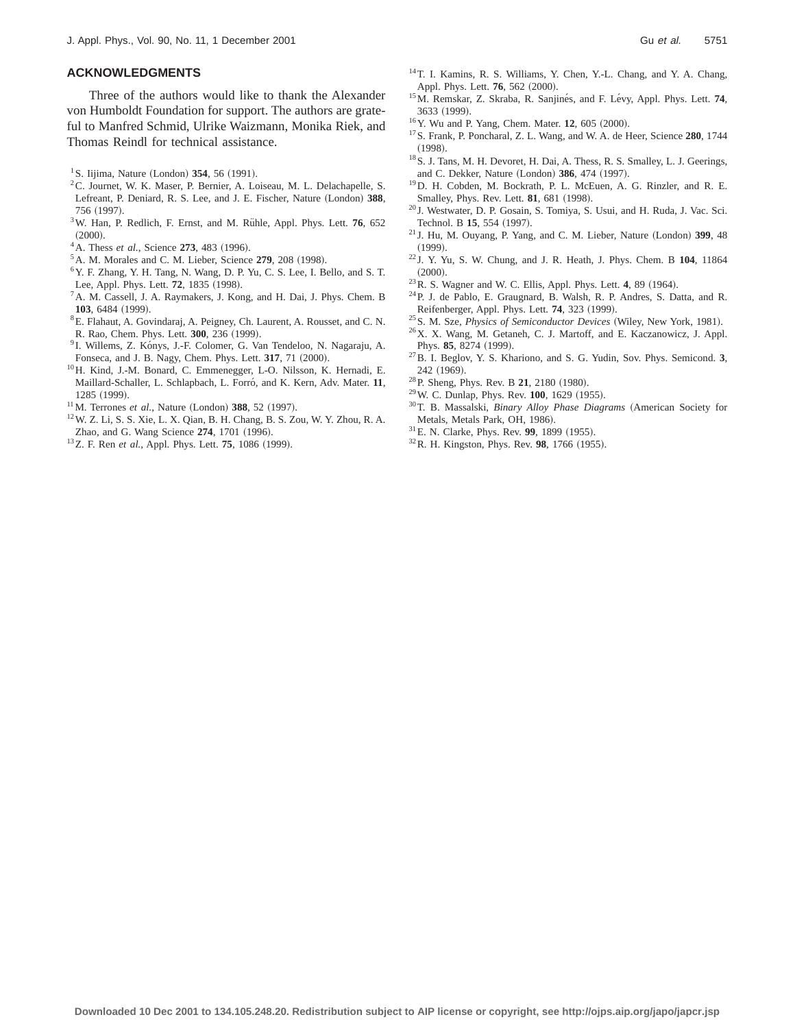## ACKNOWLEDGMENTS

Three of the authors would like to thank the Alexander von Humboldt Foundation for support. The authors are grateful to Manfred Schmid, Ulrike Waizmann, Monika Riek, and Thomas Reindl for technical assistance.

[1] S. Iijima, Nature (London) **354**, 56 (1991).
[2] C. Journet, W. K. Maser, P. Bernier, A. Loiseau, M. L. Delachapelle, S. Lefreant, P. Deniard, R. S. Lee, and J. E. Fischer, Nature (London) **388**, 756 (1997).
[3] W. Han, P. Redlich, F. Ernst, and M. Rühle, Appl. Phys. Lett. **76**, 652 (2000).
[4] A. Thess *et al.*, Science **273**, 483 (1996).
[5] A. M. Morales and C. M. Lieber, Science **279**, 208 (1998).
[6] Y. F. Zhang, Y. H. Tang, N. Wang, D. P. Yu, C. S. Lee, I. Bello, and S. T. Lee, Appl. Phys. Lett. **72**, 1835 (1998).
[7] A. M. Cassell, J. A. Raymakers, J. Kong, and H. Dai, J. Phys. Chem. B **103**, 6484 (1999).
[8] E. Flahaut, A. Govindaraj, A. Peigney, Ch. Laurent, A. Rousset, and C. N. R. Rao, Chem. Phys. Lett. **300**, 236 (1999).
[9] I. Willems, Z. Kónys, J.-F. Colomer, G. Van Tendeloo, N. Nagaraju, A. Fonseca, and J. B. Nagy, Chem. Phys. Lett. **317**, 71 (2000).
[10] H. Kind, J.-M. Bonard, C. Emmenegger, L-O. Nilsson, K. Hernadi, E. Maillard-Schaller, L. Schlapbach, L. Forró, and K. Kern, Adv. Mater. **11**, 1285 (1999).
[11] M. Terrones *et al.*, Nature (London) **388**, 52 (1997).
[12] W. Z. Li, S. S. Xie, L. X. Qian, B. H. Chang, B. S. Zou, W. Y. Zhou, R. A. Zhao, and G. Wang Science **274**, 1701 (1996).
[13] Z. F. Ren *et al.*, Appl. Phys. Lett. **75**, 1086 (1999).
[14] T. I. Kamins, R. S. Williams, Y. Chen, Y.-L. Chang, and Y. A. Chang, Appl. Phys. Lett. **76**, 562 (2000).
[15] M. Remskar, Z. Skraba, R. Sanjinés, and F. Lévy, Appl. Phys. Lett. **74**, 3633 (1999).
[16] Y. Wu and P. Yang, Chem. Mater. **12**, 605 (2000).
[17] S. Frank, P. Poncharal, Z. L. Wang, and W. A. de Heer, Science **280**, 1744 (1998).
[18] S. J. Tans, M. H. Devoret, H. Dai, A. Thess, R. S. Smalley, L. J. Geerings, and C. Dekker, Nature (London) **386**, 474 (1997).
[19] D. H. Cobden, M. Bockrath, P. L. McEuen, A. G. Rinzler, and R. E. Smalley, Phys. Rev. Lett. **81**, 681 (1998).
[20] J. Westwater, D. P. Gosain, S. Tomiya, S. Usui, and H. Ruda, J. Vac. Sci. Technol. B **15**, 554 (1997).
[21] J. Hu, M. Ouyang, P. Yang, and C. M. Lieber, Nature (London) **399**, 48 (1999).
[22] J. Y. Yu, S. W. Chung, and J. R. Heath, J. Phys. Chem. B **104**, 11864 (2000).
[23] R. S. Wagner and W. C. Ellis, Appl. Phys. Lett. **4**, 89 (1964).
[24] P. J. de Pablo, E. Graugnard, B. Walsh, R. P. Andres, S. Datta, and R. Reifenberger, Appl. Phys. Lett. **74**, 323 (1999).
[25] S. M. Sze, *Physics of Semiconductor Devices* (Wiley, New York, 1981).
[26] X. X. Wang, M. Getaneh, C. J. Martoff, and E. Kaczanowicz, J. Appl. Phys. **85**, 8274 (1999).
[27] B. I. Beglov, Y. S. Khariono, and S. G. Yudin, Sov. Phys. Semicond. **3**, 242 (1969).
[28] P. Sheng, Phys. Rev. B **21**, 2180 (1980).
[29] W. C. Dunlap, Phys. Rev. **100**, 1629 (1955).
[30] T. B. Massalski, *Binary Alloy Phase Diagrams* (American Society for Metals, Metals Park, OH, 1986).
[31] E. N. Clarke, Phys. Rev. **99**, 1899 (1955).
[32] R. H. Kingston, Phys. Rev. **98**, 1766 (1955).